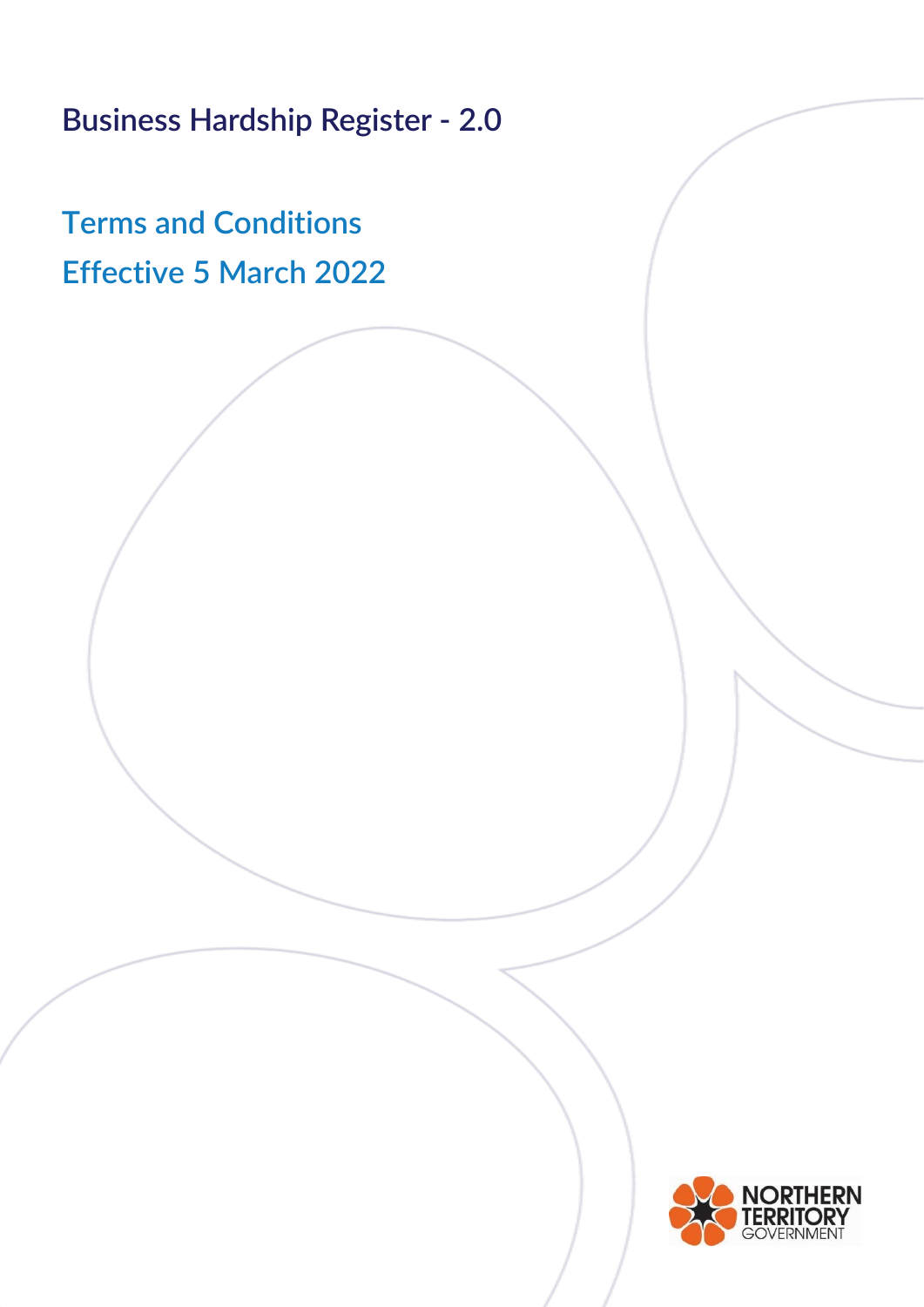# Business Hardship Register - 2.0

## Terms and Conditions
## Effective 5 March 2022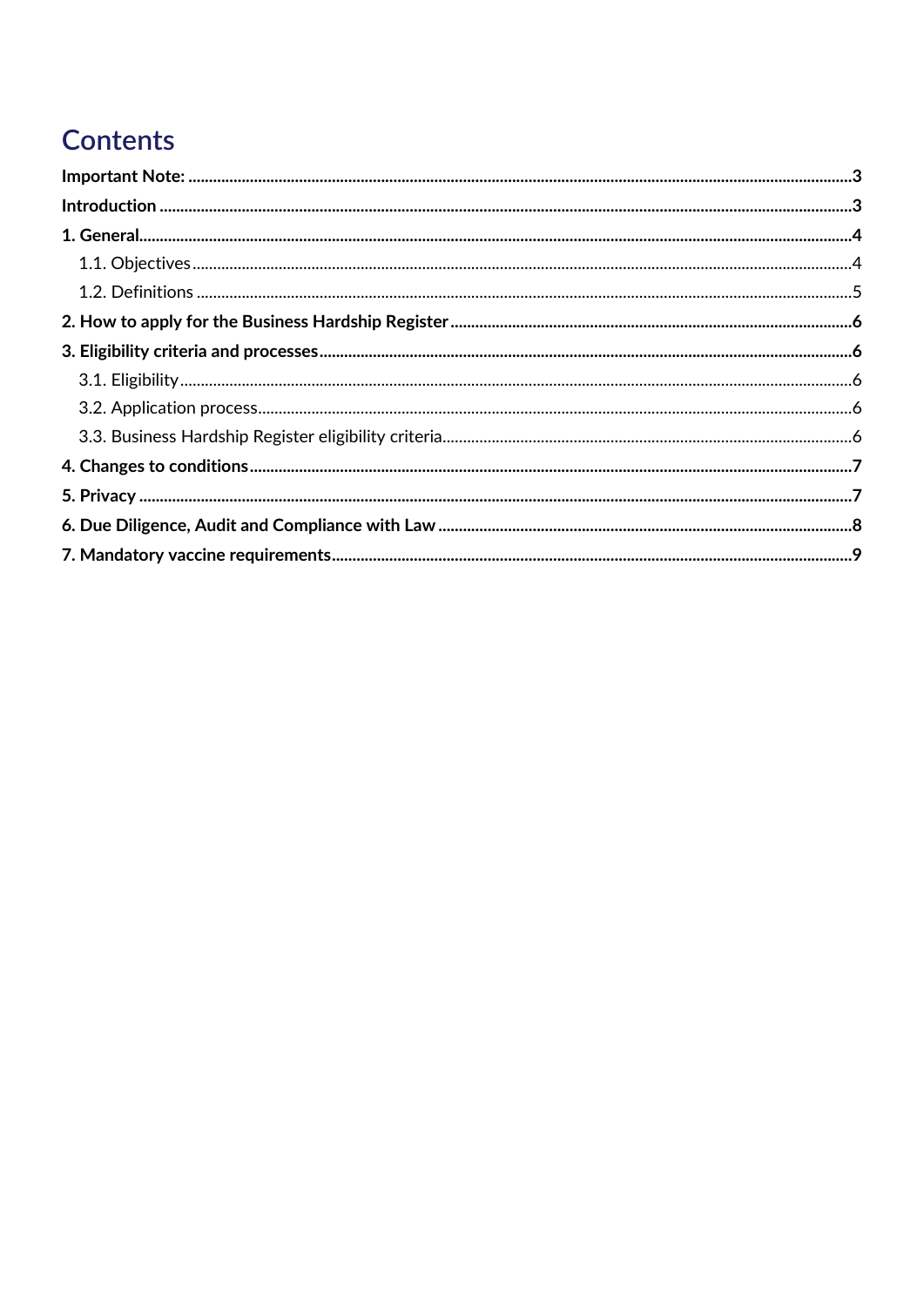# Contents

**Important Note:** ........................................ 3

**Introduction** ........................................ 3

**1. General** ........................................ 4

- 1.1. Objectives ........................................ 4
- 1.2. Definitions ........................................ 5

**2. How to apply for the Business Hardship Register** ........................................ 6

**3. Eligibility criteria and processes** ........................................ 6

- 3.1. Eligibility ........................................ 6
- 3.2. Application process ........................................ 6
- 3.3. Business Hardship Register eligibility criteria ........................................ 6

**4. Changes to conditions** ........................................ 7

**5. Privacy** ........................................ 7

**6. Due Diligence, Audit and Compliance with Law** ........................................ 8

**7. Mandatory vaccine requirements** ........................................ 9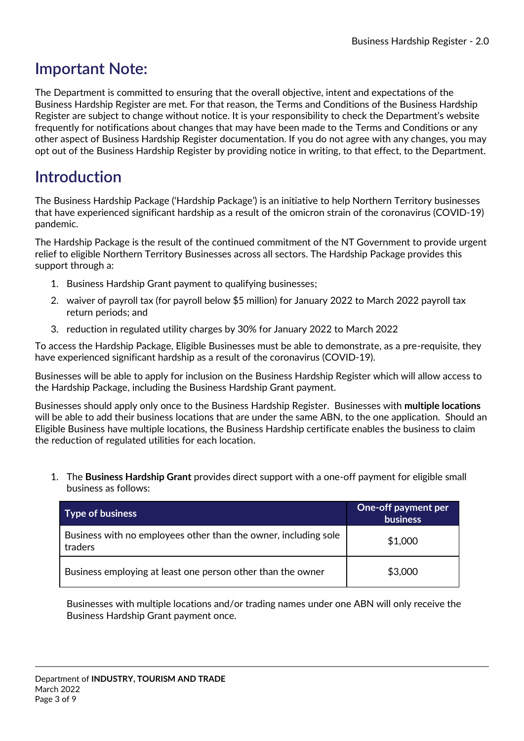## Important Note:

The Department is committed to ensuring that the overall objective, intent and expectations of the Business Hardship Register are met. For that reason, the Terms and Conditions of the Business Hardship Register are subject to change without notice. It is your responsibility to check the Department's website frequently for notifications about changes that may have been made to the Terms and Conditions or any other aspect of Business Hardship Register documentation. If you do not agree with any changes, you may opt out of the Business Hardship Register by providing notice in writing, to that effect, to the Department.

## Introduction

The Business Hardship Package ('Hardship Package') is an initiative to help Northern Territory businesses that have experienced significant hardship as a result of the omicron strain of the coronavirus (COVID-19) pandemic.

The Hardship Package is the result of the continued commitment of the NT Government to provide urgent relief to eligible Northern Territory Businesses across all sectors. The Hardship Package provides this support through a:

1. Business Hardship Grant payment to qualifying businesses;
2. waiver of payroll tax (for payroll below $5 million) for January 2022 to March 2022 payroll tax return periods; and
3. reduction in regulated utility charges by 30% for January 2022 to March 2022

To access the Hardship Package, Eligible Businesses must be able to demonstrate, as a pre-requisite, they have experienced significant hardship as a result of the coronavirus (COVID-19).

Businesses will be able to apply for inclusion on the Business Hardship Register which will allow access to the Hardship Package, including the Business Hardship Grant payment.

Businesses should apply only once to the Business Hardship Register. Businesses with **multiple locations** will be able to add their business locations that are under the same ABN, to the one application. Should an Eligible Business have multiple locations, the Business Hardship certificate enables the business to claim the reduction of regulated utilities for each location.

1. The **Business Hardship Grant** provides direct support with a one-off payment for eligible small business as follows:

| Type of business | One-off payment per business |
|---|---|
| Business with no employees other than the owner, including sole traders | $1,000 |
| Business employing at least one person other than the owner | $3,000 |

Businesses with multiple locations and/or trading names under one ABN will only receive the Business Hardship Grant payment once.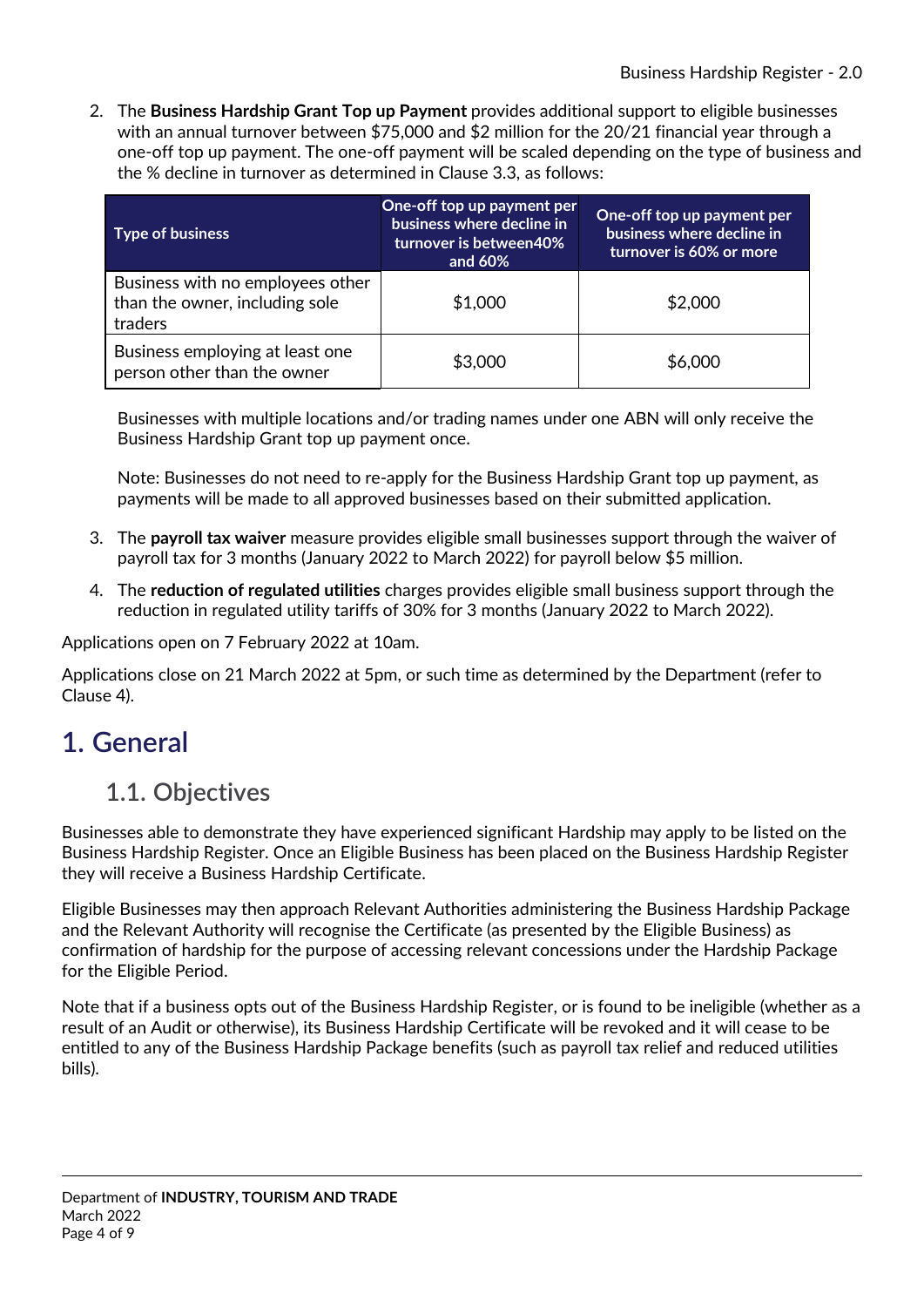2. The **Business Hardship Grant Top up Payment** provides additional support to eligible businesses with an annual turnover between $75,000 and $2 million for the 20/21 financial year through a one-off top up payment. The one-off payment will be scaled depending on the type of business and the % decline in turnover as determined in Clause 3.3, as follows:

| Type of business | One-off top up payment per business where decline in turnover is between40% and 60% | One-off top up payment per business where decline in turnover is 60% or more |
|---|---|---|
| Business with no employees other than the owner, including sole traders | $1,000 | $2,000 |
| Business employing at least one person other than the owner | $3,000 | $6,000 |

   Businesses with multiple locations and/or trading names under one ABN will only receive the Business Hardship Grant top up payment once.

   Note: Businesses do not need to re-apply for the Business Hardship Grant top up payment, as payments will be made to all approved businesses based on their submitted application.

3. The **payroll tax waiver** measure provides eligible small businesses support through the waiver of payroll tax for 3 months (January 2022 to March 2022) for payroll below $5 million.
4. The **reduction of regulated utilities** charges provides eligible small business support through the reduction in regulated utility tariffs of 30% for 3 months (January 2022 to March 2022).

Applications open on 7 February 2022 at 10am.

Applications close on 21 March 2022 at 5pm, or such time as determined by the Department (refer to Clause 4).

# 1. General

## 1.1. Objectives

Businesses able to demonstrate they have experienced significant Hardship may apply to be listed on the Business Hardship Register. Once an Eligible Business has been placed on the Business Hardship Register they will receive a Business Hardship Certificate.

Eligible Businesses may then approach Relevant Authorities administering the Business Hardship Package and the Relevant Authority will recognise the Certificate (as presented by the Eligible Business) as confirmation of hardship for the purpose of accessing relevant concessions under the Hardship Package for the Eligible Period.

Note that if a business opts out of the Business Hardship Register, or is found to be ineligible (whether as a result of an Audit or otherwise), its Business Hardship Certificate will be revoked and it will cease to be entitled to any of the Business Hardship Package benefits (such as payroll tax relief and reduced utilities bills).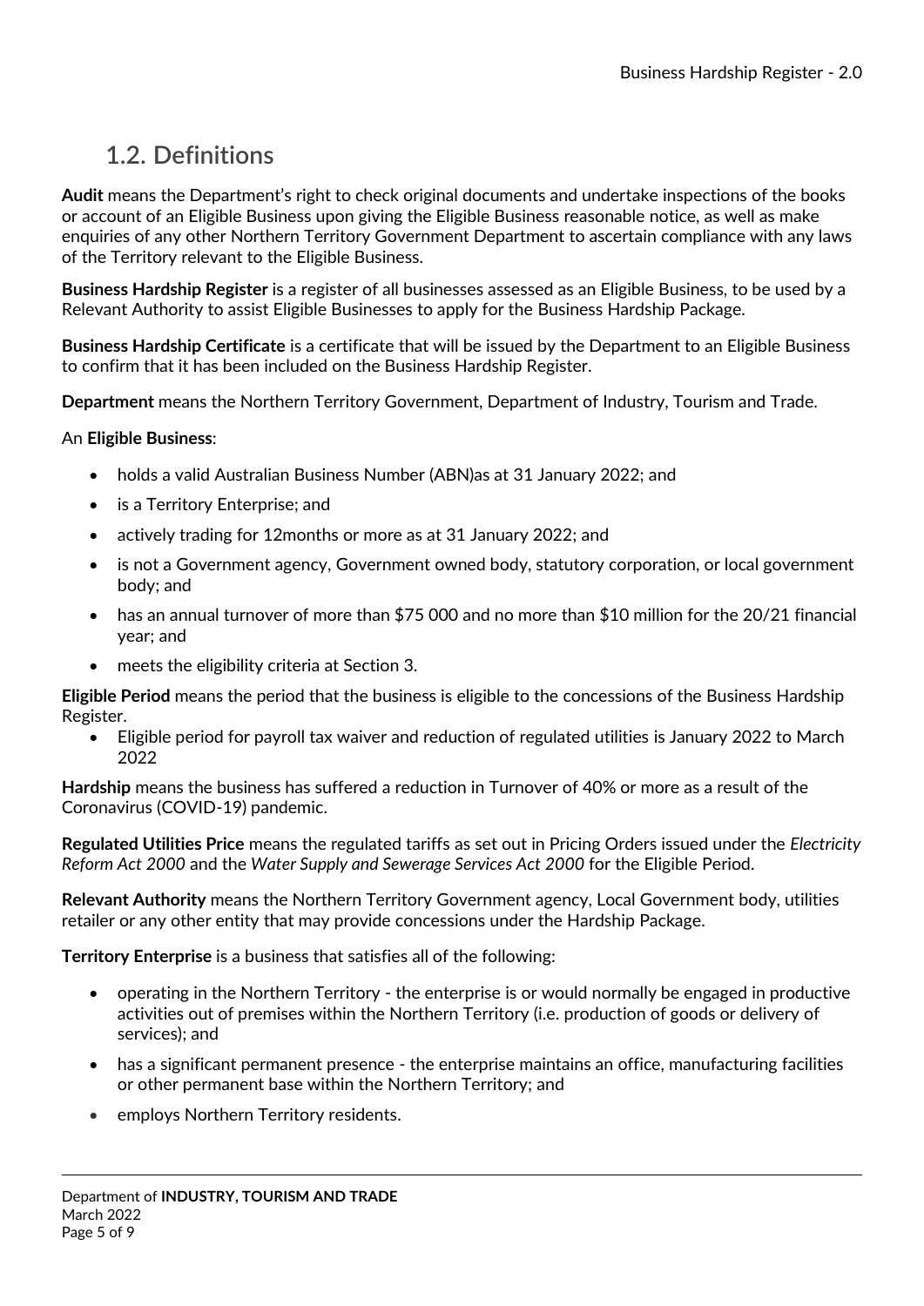## 1.2. Definitions

**Audit** means the Department's right to check original documents and undertake inspections of the books or account of an Eligible Business upon giving the Eligible Business reasonable notice, as well as make enquiries of any other Northern Territory Government Department to ascertain compliance with any laws of the Territory relevant to the Eligible Business.

**Business Hardship Register** is a register of all businesses assessed as an Eligible Business, to be used by a Relevant Authority to assist Eligible Businesses to apply for the Business Hardship Package.

**Business Hardship Certificate** is a certificate that will be issued by the Department to an Eligible Business to confirm that it has been included on the Business Hardship Register.

**Department** means the Northern Territory Government, Department of Industry, Tourism and Trade.

An **Eligible Business**:

- holds a valid Australian Business Number (ABN)as at 31 January 2022; and
- is a Territory Enterprise; and
- actively trading for 12months or more as at 31 January 2022; and
- is not a Government agency, Government owned body, statutory corporation, or local government body; and
- has an annual turnover of more than $75 000 and no more than $10 million for the 20/21 financial year; and
- meets the eligibility criteria at Section 3.

**Eligible Period** means the period that the business is eligible to the concessions of the Business Hardship Register.

- Eligible period for payroll tax waiver and reduction of regulated utilities is January 2022 to March 2022

**Hardship** means the business has suffered a reduction in Turnover of 40% or more as a result of the Coronavirus (COVID-19) pandemic.

**Regulated Utilities Price** means the regulated tariffs as set out in Pricing Orders issued under the *Electricity Reform Act 2000* and the *Water Supply and Sewerage Services Act 2000* for the Eligible Period.

**Relevant Authority** means the Northern Territory Government agency, Local Government body, utilities retailer or any other entity that may provide concessions under the Hardship Package.

**Territory Enterprise** is a business that satisfies all of the following:

- operating in the Northern Territory - the enterprise is or would normally be engaged in productive activities out of premises within the Northern Territory (i.e. production of goods or delivery of services); and
- has a significant permanent presence - the enterprise maintains an office, manufacturing facilities or other permanent base within the Northern Territory; and
- employs Northern Territory residents.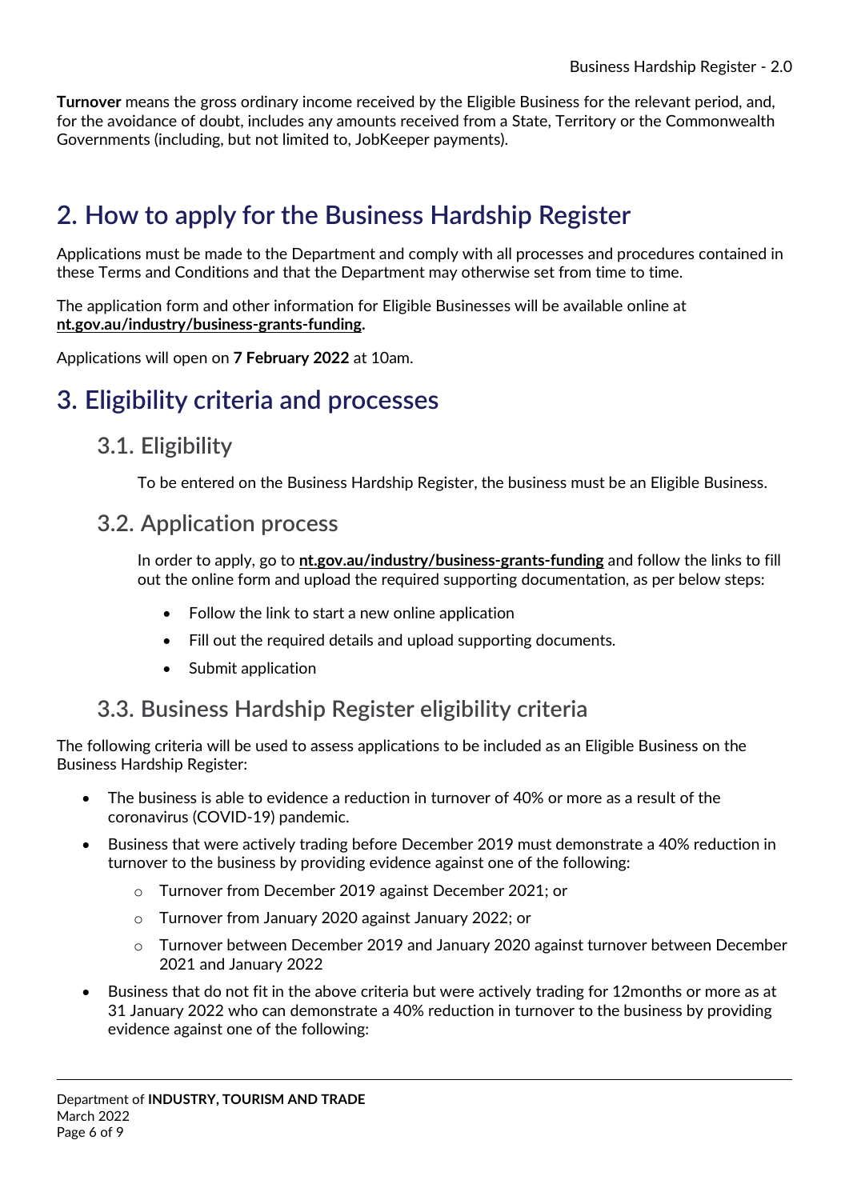**Turnover** means the gross ordinary income received by the Eligible Business for the relevant period, and, for the avoidance of doubt, includes any amounts received from a State, Territory or the Commonwealth Governments (including, but not limited to, JobKeeper payments).

# 2. How to apply for the Business Hardship Register

Applications must be made to the Department and comply with all processes and procedures contained in these Terms and Conditions and that the Department may otherwise set from time to time.

The application form and other information for Eligible Businesses will be available online at **nt.gov.au/industry/business-grants-funding.**

Applications will open on **7 February 2022** at 10am.

# 3. Eligibility criteria and processes

## 3.1. Eligibility

To be entered on the Business Hardship Register, the business must be an Eligible Business.

## 3.2. Application process

In order to apply, go to **nt.gov.au/industry/business-grants-funding** and follow the links to fill out the online form and upload the required supporting documentation, as per below steps:

- Follow the link to start a new online application
- Fill out the required details and upload supporting documents.
- Submit application

## 3.3. Business Hardship Register eligibility criteria

The following criteria will be used to assess applications to be included as an Eligible Business on the Business Hardship Register:

- The business is able to evidence a reduction in turnover of 40% or more as a result of the coronavirus (COVID-19) pandemic.
- Business that were actively trading before December 2019 must demonstrate a 40% reduction in turnover to the business by providing evidence against one of the following:
  - Turnover from December 2019 against December 2021; or
  - Turnover from January 2020 against January 2022; or
  - Turnover between December 2019 and January 2020 against turnover between December 2021 and January 2022
- Business that do not fit in the above criteria but were actively trading for 12months or more as at 31 January 2022 who can demonstrate a 40% reduction in turnover to the business by providing evidence against one of the following: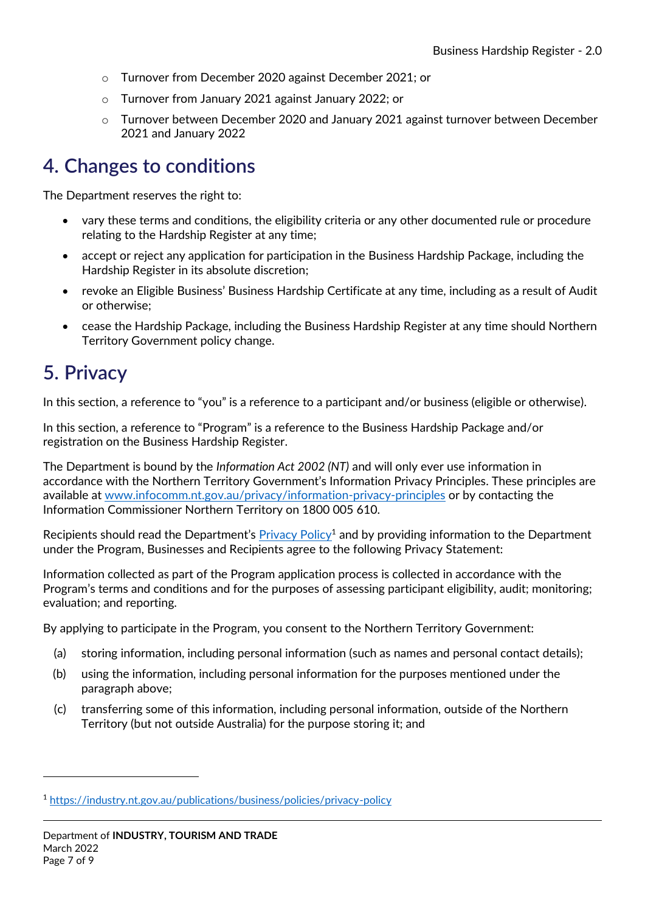- Turnover from December 2020 against December 2021; or
- Turnover from January 2021 against January 2022; or
- Turnover between December 2020 and January 2021 against turnover between December 2021 and January 2022

## 4. Changes to conditions

The Department reserves the right to:

- vary these terms and conditions, the eligibility criteria or any other documented rule or procedure relating to the Hardship Register at any time;
- accept or reject any application for participation in the Business Hardship Package, including the Hardship Register in its absolute discretion;
- revoke an Eligible Business' Business Hardship Certificate at any time, including as a result of Audit or otherwise;
- cease the Hardship Package, including the Business Hardship Register at any time should Northern Territory Government policy change.

## 5. Privacy

In this section, a reference to "you" is a reference to a participant and/or business (eligible or otherwise).

In this section, a reference to "Program" is a reference to the Business Hardship Package and/or registration on the Business Hardship Register.

The Department is bound by the *Information Act 2002 (NT)* and will only ever use information in accordance with the Northern Territory Government's Information Privacy Principles. These principles are available at [www.infocomm.nt.gov.au/privacy/information-privacy-principles](www.infocomm.nt.gov.au/privacy/information-privacy-principles) or by contacting the Information Commissioner Northern Territory on 1800 005 610.

Recipients should read the Department's [Privacy Policy](https://industry.nt.gov.au/publications/business/policies/privacy-policy)[1] and by providing information to the Department under the Program, Businesses and Recipients agree to the following Privacy Statement:

Information collected as part of the Program application process is collected in accordance with the Program's terms and conditions and for the purposes of assessing participant eligibility, audit; monitoring; evaluation; and reporting.

By applying to participate in the Program, you consent to the Northern Territory Government:

(a) storing information, including personal information (such as names and personal contact details);

(b) using the information, including personal information for the purposes mentioned under the paragraph above;

(c) transferring some of this information, including personal information, outside of the Northern Territory (but not outside Australia) for the purpose storing it; and

[1] https://industry.nt.gov.au/publications/business/policies/privacy-policy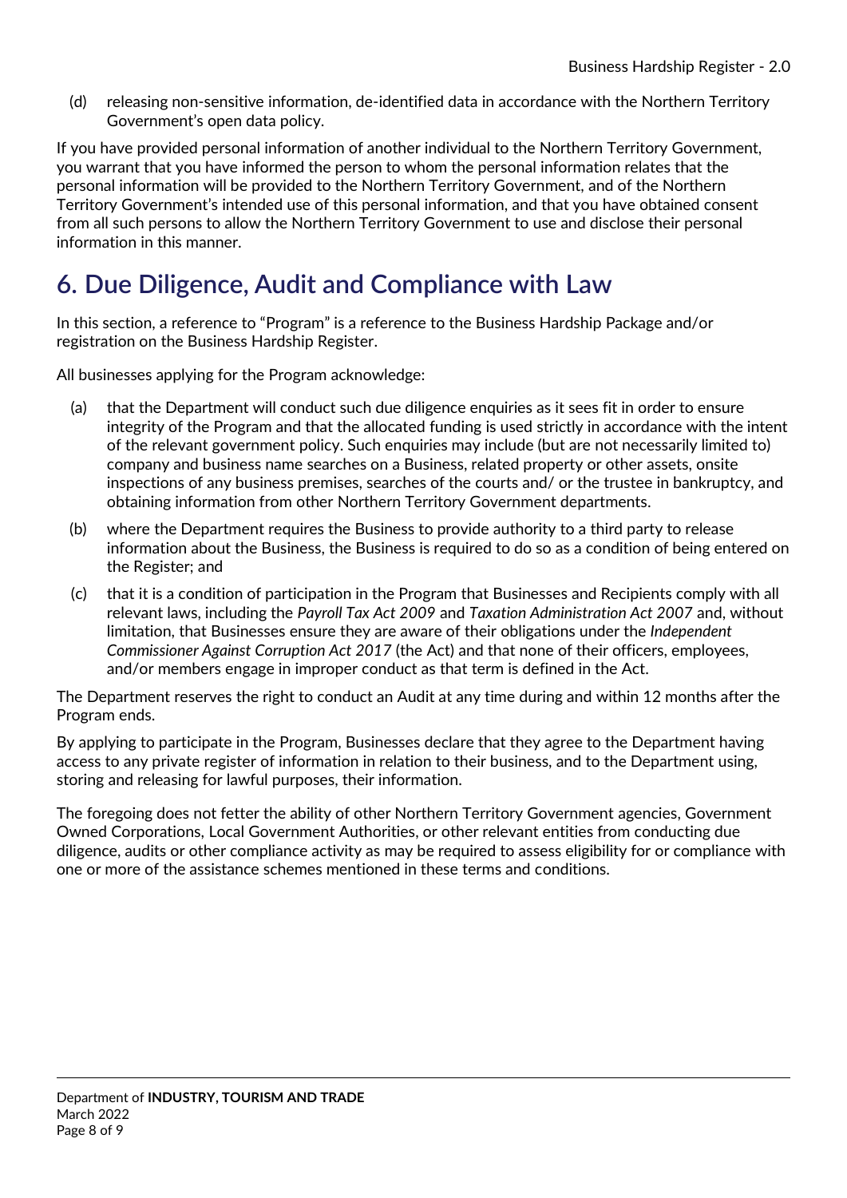(d) releasing non-sensitive information, de-identified data in accordance with the Northern Territory Government's open data policy.

If you have provided personal information of another individual to the Northern Territory Government, you warrant that you have informed the person to whom the personal information relates that the personal information will be provided to the Northern Territory Government, and of the Northern Territory Government's intended use of this personal information, and that you have obtained consent from all such persons to allow the Northern Territory Government to use and disclose their personal information in this manner.

## 6. Due Diligence, Audit and Compliance with Law

In this section, a reference to "Program" is a reference to the Business Hardship Package and/or registration on the Business Hardship Register.

All businesses applying for the Program acknowledge:

(a) that the Department will conduct such due diligence enquiries as it sees fit in order to ensure integrity of the Program and that the allocated funding is used strictly in accordance with the intent of the relevant government policy. Such enquiries may include (but are not necessarily limited to) company and business name searches on a Business, related property or other assets, onsite inspections of any business premises, searches of the courts and/ or the trustee in bankruptcy, and obtaining information from other Northern Territory Government departments.

(b) where the Department requires the Business to provide authority to a third party to release information about the Business, the Business is required to do so as a condition of being entered on the Register; and

(c) that it is a condition of participation in the Program that Businesses and Recipients comply with all relevant laws, including the *Payroll Tax Act 2009* and *Taxation Administration Act 2007* and, without limitation, that Businesses ensure they are aware of their obligations under the *Independent Commissioner Against Corruption Act 2017* (the Act) and that none of their officers, employees, and/or members engage in improper conduct as that term is defined in the Act.

The Department reserves the right to conduct an Audit at any time during and within 12 months after the Program ends.

By applying to participate in the Program, Businesses declare that they agree to the Department having access to any private register of information in relation to their business, and to the Department using, storing and releasing for lawful purposes, their information.

The foregoing does not fetter the ability of other Northern Territory Government agencies, Government Owned Corporations, Local Government Authorities, or other relevant entities from conducting due diligence, audits or other compliance activity as may be required to assess eligibility for or compliance with one or more of the assistance schemes mentioned in these terms and conditions.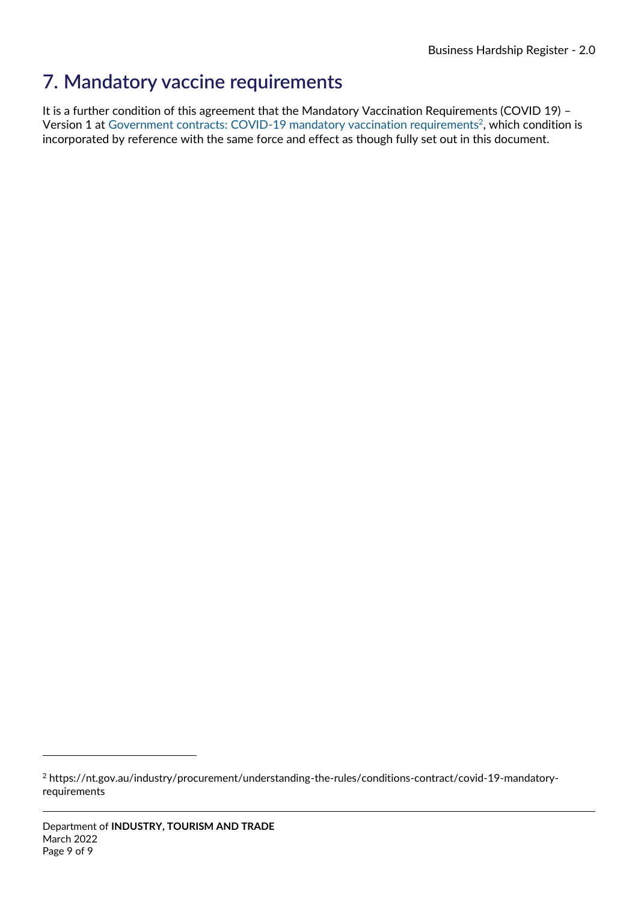# 7. Mandatory vaccine requirements

It is a further condition of this agreement that the Mandatory Vaccination Requirements (COVID 19) – Version 1 at Government contracts: COVID-19 mandatory vaccination requirements[2], which condition is incorporated by reference with the same force and effect as though fully set out in this document.

[2] https://nt.gov.au/industry/procurement/understanding-the-rules/conditions-contract/covid-19-mandatory-requirements